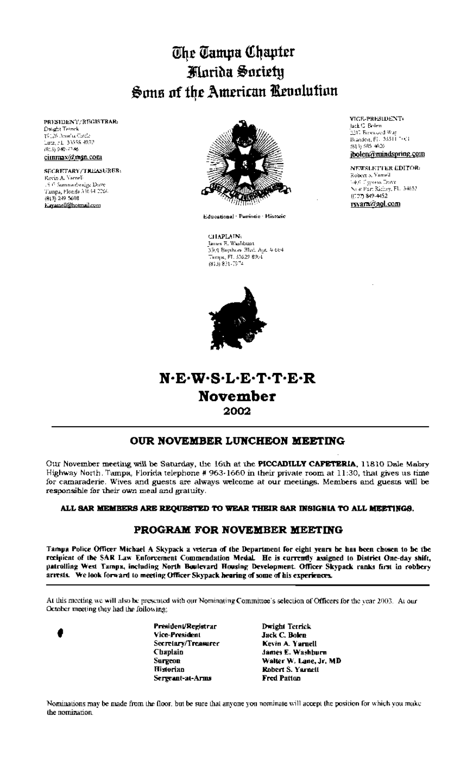# The Tampa Chapter
# Florida Society
# Sons of the American Revolution

**PRESIDENT/REGISTRAR:**
Dwight Tetrick
19126 Amelia Circle
Lutz, FL 33558-4939
(813) 949-2746
cinmax@msn.com

**SECRETARY/TREASURER:**
Kevin A. Yarnell
15 0 Summerbridge Drive
Tampa, Florida 33634-2267
(813) 249-5608
Kayarnell@hotmail.com

Educational · Patriotic · Historic

**CHAPLAIN:**
James E. Washburn
3501 Bayshore Blvd. Apt. # 604
Tampa, FL 33629-8904
(813) 831-7974

**VICE-PRESIDENT:**
Jack C. Bolen
2317 Brewood Way
Brandon, FL 33511-7101
(813) 685-4026
jbolen@mindspring.com

**NEWSLETTER EDITOR:**
Robert S. Yarnell
1400 Cypress Drive
New Port Richey, FL 34652
(727) 849-4452
rsyarn@aol.com

# N·E·W·S·L·E·T·T·E·R
## November
## 2002

---

## OUR NOVEMBER LUNCHEON MEETING

Our November meeting will be Saturday, the 16th at the **PICCADILLY CAFETERIA**, 11810 Dale Mabry Highway North, Tampa, Florida telephone # 963-1660 in their private room at 11:30, that gives us time for camaraderie. Wives and guests are always welcome at our meetings. Members and guests will be responsible for their own meal and gratuity.

**ALL SAR MEMBERS ARE REQUESTED TO WEAR THEIR SAR INSIGNIA TO ALL MEETINGS.**

## PROGRAM FOR NOVEMBER MEETING

**Tampa Police Officer Michael A Skypack a veteran of the Department for eight years he has been chosen to be the recipient of the SAR Law Enforcement Commendation Medal. He is currently assigned to District One-day shift, patrolling West Tampa, including North Boulevard Housing Development. Officer Skypack ranks first in robbery arrests. We look forward to meeting Officer Skypack hearing of some of his experiences.**

---

At this meeting we will also be presented with our Nominating Committee's selection of Officers for the year 2003. At our October meeting they had the following:

| | |
|---|---|
| **President/Registrar** | **Dwight Tetrick** |
| **Vice-President** | **Jack C. Bolen** |
| **Secretary/Treasurer** | **Kevin A. Yarnell** |
| **Chaplain** | **James E. Washburn** |
| **Surgeon** | **Walter W. Lane, Jr, MD** |
| **Historian** | **Robert S. Yarnell** |
| **Sergeant-at-Arms** | **Fred Patton** |

Nominations may be made from the floor, but be sure that anyone you nominate will accept the position for which you make the nomination.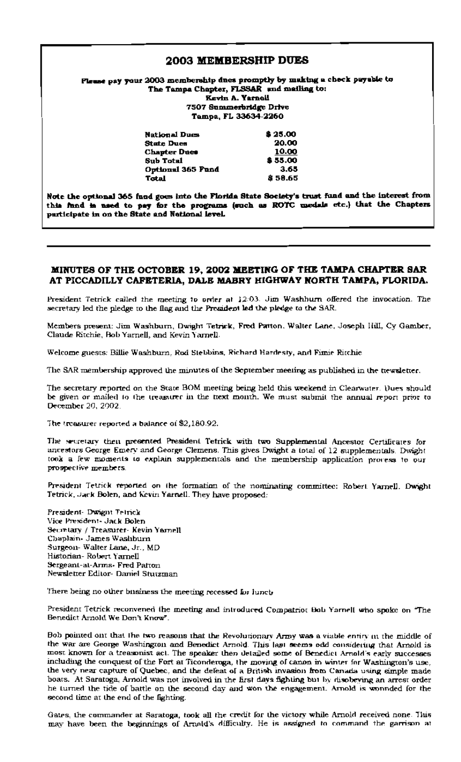## 2003 MEMBERSHIP DUES

**Please pay your 2003 membership dues promptly by making a check payable to The Tampa Chapter, FLSSAR and mailing to:**
**Kevin A. Yarnell**
**7507 Summerbridge Drive**
**Tampa, FL 33634-2260**

| | |
|---|---|
| **National Dues** | **$ 25.00** |
| **State Dues** | **20.00** |
| **Chapter Dues** | **10.00** |
| **Sub Total** | **$ 55.00** |
| **Optional 365 Fund** | **3.65** |
| **Total** | **$ 58.65** |

**Note the optional 365 fund goes into the Florida State Society's trust fund and the interest from this fund is used to pay for the programs (such as ROTC medals etc.) that the Chapters participate in on the State and National level.**

---

## MINUTES OF THE OCTOBER 19, 2002 MEETING OF THE TAMPA CHAPTER SAR AT PICCADILLY CAFETERIA, DALE MABRY HIGHWAY NORTH TAMPA, FLORIDA.

President Tetrick called the meeting to order at 12:03. Jim Washburn offered the invocation. The secretary led the pledge to the flag and the President led the pledge to the SAR.

Members present: Jim Washburn, Dwight Tetrick, Fred Patton, Walter Lane, Joseph Hill, Cy Gamber, Claude Ritchie, Bob Yarnell, and Kevin Yarnell.

Welcome guests: Billie Washburn, Rod Stebbins, Richard Hardesty, and Fimie Ritchie

The SAR membership approved the minutes of the September meeting as published in the newsletter.

The secretary reported on the State BOM meeting being held this weekend in Clearwater. Dues should be given or mailed to the treasurer in the next month. We must submit the annual report prior to December 20, 2002.

The treasurer reported a balance of $2,180.92.

The secretary then presented President Tetrick with two Supplemental Ancestor Certificates for ancestors George Emery and George Clemens. This gives Dwight a total of 12 supplementals. Dwight took a few moments to explain supplementals and the membership application process to our prospective members.

President Tetrick reported on the formation of the nominating committee: Robert Yarnell, Dwight Tetrick, Jack Bolen, and Kevin Yarnell. They have proposed:

President- Dwight Tetrick
Vice President- Jack Bolen
Secretary / Treasurer- Kevin Yarnell
Chaplain- James Washburn
Surgeon- Walter Lane, Jr., MD
Historian- Robert Yarnell
Sergeant-at-Arms- Fred Patton
Newsletter Editor- Daniel Stutzman

There being no other business the meeting recessed for lunch

President Tetrick reconvened the meeting and introduced Compatriot Bob Yarnell who spoke on "The Benedict Arnold We Don't Know".

Bob pointed out that the two reasons that the Revolutionary Army was a viable entity in the middle of the war are George Washington and Benedict Arnold. This last seems odd considering that Arnold is most known for a treasonist act. The speaker then detailed some of Benedict Arnold's early successes including the conquest of the Fort at Ticonderoga, the moving of canon in winter for Washington's use, the very near capture of Quebec, and the defeat of a British invasion from Canada using simple made boats. At Saratoga, Arnold was not involved in the first days fighting but by disobeying an arrest order he turned the tide of battle on the second day and won the engagement. Arnold is wounded for the second time at the end of the fighting.

Gates, the commander at Saratoga, took all the credit for the victory while Arnold received none. This may have been the beginnings of Arnold's difficulty. He is assigned to command the garrison at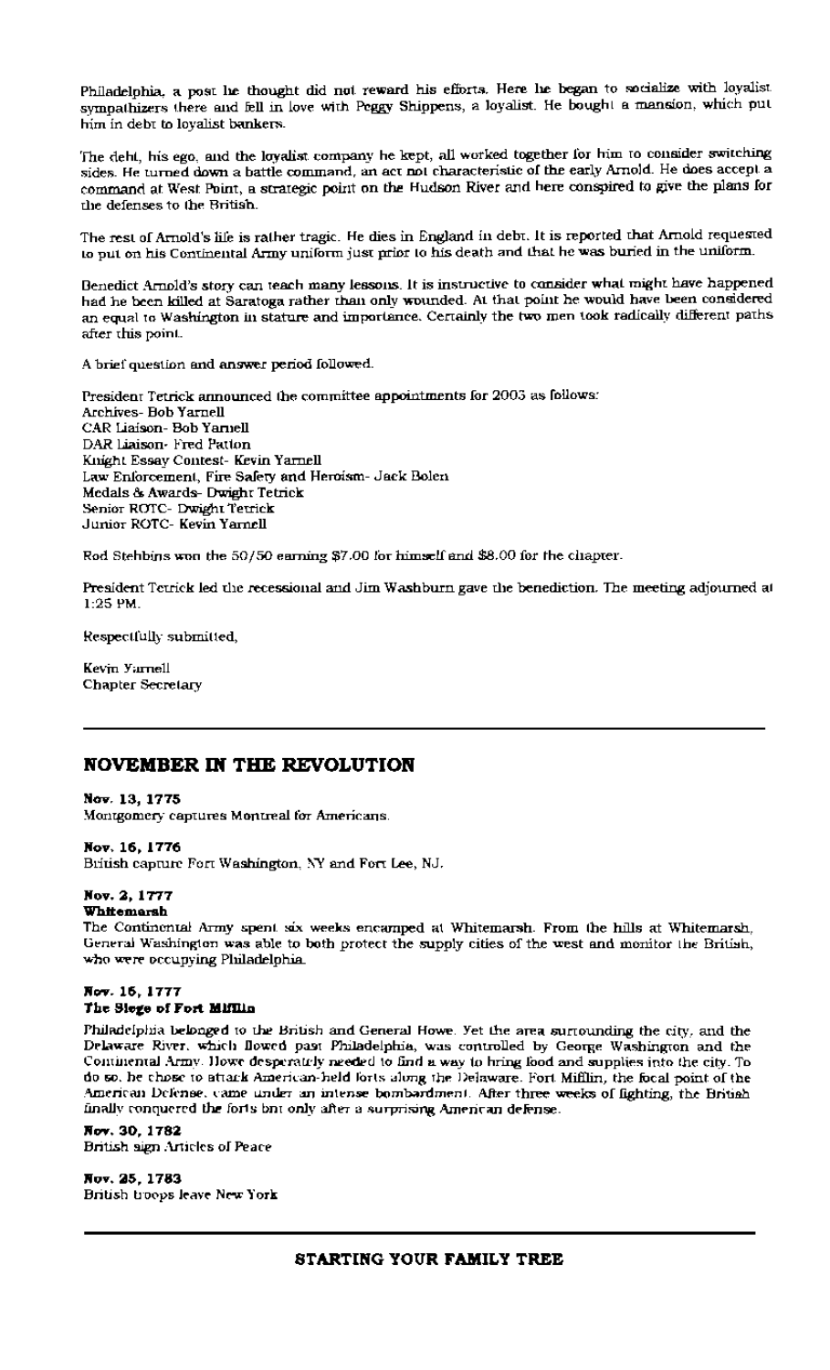Philadelphia, a post he thought did not reward his efforts. Here he began to socialize with loyalist sympathizers there and fell in love with Peggy Shippens, a loyalist. He bought a mansion, which put him in debt to loyalist bankers.

The debt, his ego, and the loyalist company he kept, all worked together for him to consider switching sides. He turned down a battle command, an act not characteristic of the early Arnold. He does accept a command at West Point, a strategic point on the Hudson River and here conspired to give the plans for the defenses to the British.

The rest of Arnold's life is rather tragic. He dies in England in debt. It is reported that Arnold requested to put on his Continental Army uniform just prior to his death and that he was buried in the uniform.

Benedict Arnold's story can teach many lessons. It is instructive to consider what might have happened had he been killed at Saratoga rather than only wounded. At that point he would have been considered an equal to Washington in stature and importance. Certainly the two men took radically different paths after this point.

A brief question and answer period followed.

President Tetrick announced the committee appointments for 2005 as follows:
Archives- Bob Yarnell
CAR Liaison- Bob Yarnell
DAR Liaison- Fred Patton
Knight Essay Contest- Kevin Yarnell
Law Enforcement, Fire Safety and Heroism- Jack Bolen
Medals & Awards- Dwight Tetrick
Senior ROTC- Dwight Tetrick
Junior ROTC- Kevin Yarnell

Rod Stebbins won the 50/50 earning $7.00 for himself and $8.00 for the chapter.

President Tetrick led the recessional and Jim Washburn gave the benediction. The meeting adjourned at 1:25 PM.

Respectfully submitted,

Kevin Yarnell
Chapter Secretary

---

## NOVEMBER IN THE REVOLUTION

**Nov. 13, 1775**
Montgomery captures Montreal for Americans.

**Nov. 16, 1776**
British capture Fort Washington, NY and Fort Lee, NJ.

**Nov. 2, 1777**
**Whitemarsh**
The Continental Army spent six weeks encamped at Whitemarsh. From the hills at Whitemarsh, General Washington was able to both protect the supply cities of the west and monitor the British, who were occupying Philadelphia.

**Nov. 16, 1777**
**The Siege of Fort Mifflin**
Philadelphia belonged to the British and General Howe. Yet the area surrounding the city, and the Delaware River, which flowed past Philadelphia, was controlled by George Washington and the Continental Army. Howe desperately needed to find a way to bring food and supplies into the city. To do so, he chose to attack American-held forts along the Delaware. Fort Mifflin, the focal point of the American Defense, came under an intense bombardment. After three weeks of fighting, the British finally conquered the forts but only after a surprising American defense.

**Nov. 30, 1782**
British sign Articles of Peace

**Nov. 25, 1783**
British troops leave New York

---

## STARTING YOUR FAMILY TREE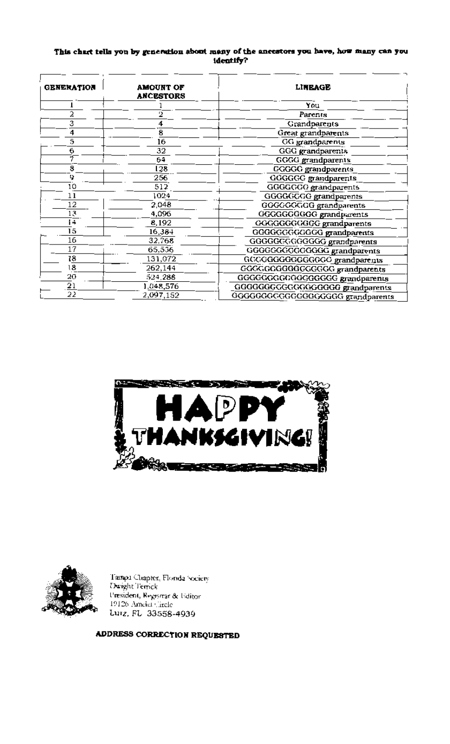**This chart tells you by generation about many of the ancestors you have, how many can you identify?**

| GENERATION | AMOUNT OF ANCESTORS | LINEAGE |
|---|---|---|
| 1 | 1 | You |
| 2 | 2 | Parents |
| 3 | 4 | Grandparents |
| 4 | 8 | Great grandparents |
| 5 | 16 | GG grandparents |
| 6 | 32 | GGG grandparents |
| 7 | 64 | GGGG grandparents |
| 8 | 128 | GGGGG grandparents |
| 9 | 256 | GGGGGG grandparents |
| 10 | 512 | GGGGGGG grandparents |
| 11 | 1024 | GGGGGGGG grandparents |
| 12 | 2,048 | GGGGGGGGG grandparents |
| 13 | 4,096 | GGGGGGGGGG grandparents |
| 14 | 8,192 | GGGGGGGGGGG grandparents |
| 15 | 16,384 | GGGGGGGGGGGG grandparents |
| 16 | 32,768 | GGGGGGGGGGGGG grandparents |
| 17 | 65,536 | GGGGGGGGGGGGGG grandparents |
| 18 | 131,072 | GGGGGGGGGGGGGGG grandparents |
| 18 | 262,144 | GGGGGGGGGGGGGGGG grandparents |
| 20 | 524,288 | GGGGGGGGGGGGGGGGG grandparents |
| 21 | 1,048,576 | GGGGGGGGGGGGGGGGGG grandparents |
| 22 | 2,097,152 | GGGGGGGGGGGGGGGGGGG grandparents |

**HAPPY THANKSGIVING!**

Tampa Chapter, Florida Society
Dwight Terrick
President, Registrar & Editor
19126 Amelia Circle
Lutz, FL 33558-4939

**ADDRESS CORRECTION REQUESTED**